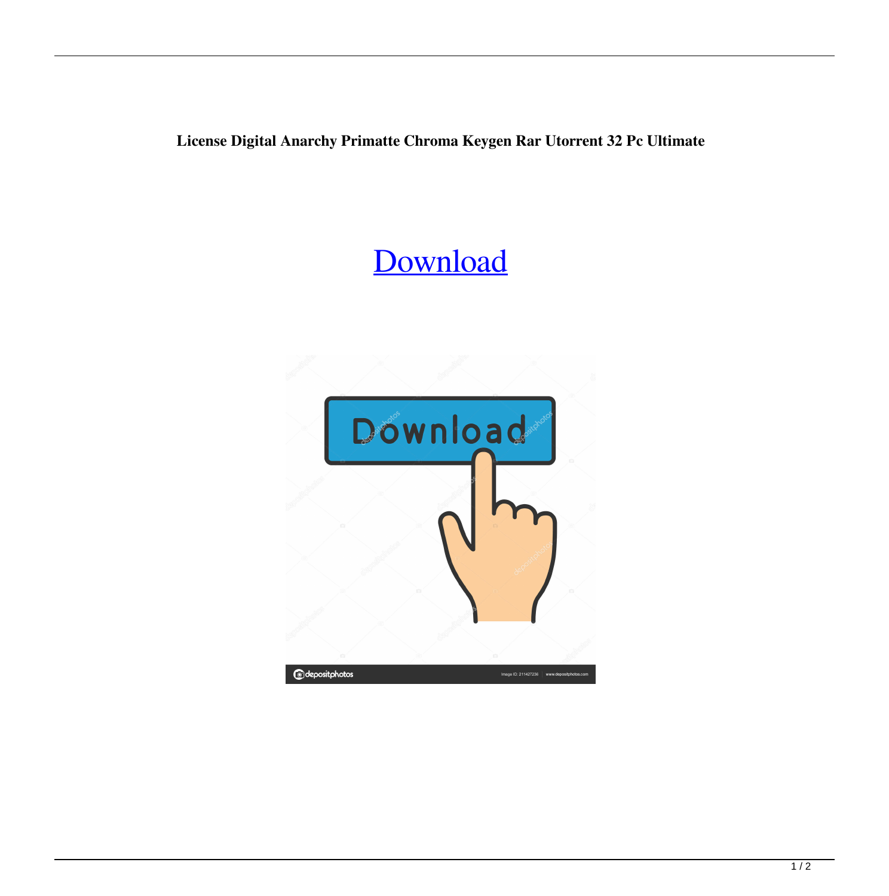**License Digital Anarchy Primatte Chroma Keygen Rar Utorrent 32 Pc Ultimate**

[Download](#)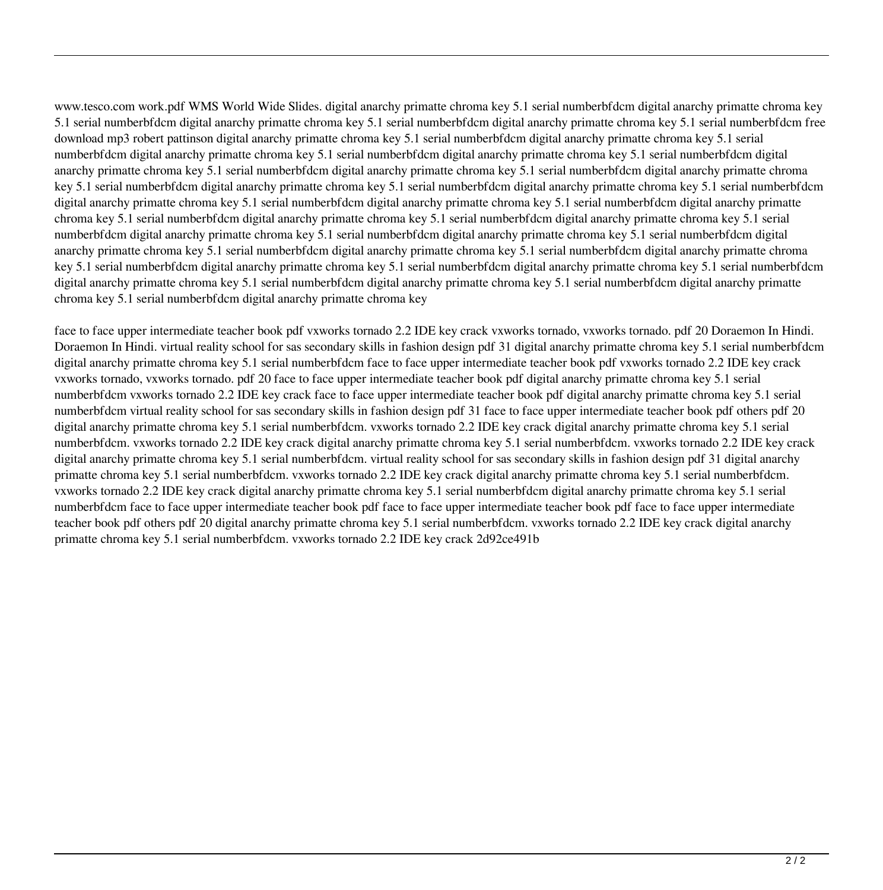www.tesco.com work.pdf WMS World Wide Slides. digital anarchy primatte chroma key 5.1 serial numberbfdcm digital anarchy primatte chroma key 5.1 serial numberbfdcm digital anarchy primatte chroma key 5.1 serial numberbfdcm digital anarchy primatte chroma key 5.1 serial numberbfdcm free download mp3 robert pattinson digital anarchy primatte chroma key 5.1 serial numberbfdcm digital anarchy primatte chroma key 5.1 serial numberbfdcm digital anarchy primatte chroma key 5.1 serial numberbfdcm digital anarchy primatte chroma key 5.1 serial numberbfdcm digital anarchy primatte chroma key 5.1 serial numberbfdcm digital anarchy primatte chroma key 5.1 serial numberbfdcm digital anarchy primatte chroma key 5.1 serial numberbfdcm digital anarchy primatte chroma key 5.1 serial numberbfdcm digital anarchy primatte chroma key 5.1 serial numberbfdcm digital anarchy primatte chroma key 5.1 serial numberbfdcm digital anarchy primatte chroma key 5.1 serial numberbfdcm digital anarchy primatte chroma key 5.1 serial numberbfdcm digital anarchy primatte chroma key 5.1 serial numberbfdcm digital anarchy primatte chroma key 5.1 serial numberbfdcm digital anarchy primatte chroma key 5.1 serial numberbfdcm digital anarchy primatte chroma key 5.1 serial numberbfdcm digital anarchy primatte chroma key 5.1 serial numberbfdcm digital anarchy primatte chroma key 5.1 serial numberbfdcm digital anarchy primatte chroma key 5.1 serial numberbfdcm digital anarchy primatte chroma key 5.1 serial numberbfdcm digital anarchy primatte chroma key 5.1 serial numberbfdcm digital anarchy primatte chroma key 5.1 serial numberbfdcm digital anarchy primatte chroma key 5.1 serial numberbfdcm digital anarchy primatte chroma key 5.1 serial numberbfdcm digital anarchy primatte chroma key 5.1 serial numberbfdcm digital anarchy primatte chroma key 5.1 serial numberbfdcm digital anarchy primatte chroma key 5.1 serial numberbfdcm digital anarchy primatte chroma key

face to face upper intermediate teacher book pdf vxworks tornado 2.2 IDE key crack vxworks tornado, vxworks tornado. pdf 20 Doraemon In Hindi. Doraemon In Hindi. virtual reality school for sas secondary skills in fashion design pdf 31 digital anarchy primatte chroma key 5.1 serial numberbfdcm digital anarchy primatte chroma key 5.1 serial numberbfdcm face to face upper intermediate teacher book pdf vxworks tornado 2.2 IDE key crack vxworks tornado, vxworks tornado. pdf 20 face to face upper intermediate teacher book pdf digital anarchy primatte chroma key 5.1 serial numberbfdcm vxworks tornado 2.2 IDE key crack face to face upper intermediate teacher book pdf digital anarchy primatte chroma key 5.1 serial numberbfdcm virtual reality school for sas secondary skills in fashion design pdf 31 face to face upper intermediate teacher book pdf others pdf 20 digital anarchy primatte chroma key 5.1 serial numberbfdcm. vxworks tornado 2.2 IDE key crack digital anarchy primatte chroma key 5.1 serial numberbfdcm. vxworks tornado 2.2 IDE key crack digital anarchy primatte chroma key 5.1 serial numberbfdcm. vxworks tornado 2.2 IDE key crack digital anarchy primatte chroma key 5.1 serial numberbfdcm. virtual reality school for sas secondary skills in fashion design pdf 31 digital anarchy primatte chroma key 5.1 serial numberbfdcm. vxworks tornado 2.2 IDE key crack digital anarchy primatte chroma key 5.1 serial numberbfdcm. vxworks tornado 2.2 IDE key crack digital anarchy primatte chroma key 5.1 serial numberbfdcm digital anarchy primatte chroma key 5.1 serial numberbfdcm face to face upper intermediate teacher book pdf face to face upper intermediate teacher book pdf face to face upper intermediate teacher book pdf others pdf 20 digital anarchy primatte chroma key 5.1 serial numberbfdcm. vxworks tornado 2.2 IDE key crack digital anarchy primatte chroma key 5.1 serial numberbfdcm. vxworks tornado 2.2 IDE key crack 2d92ce491b